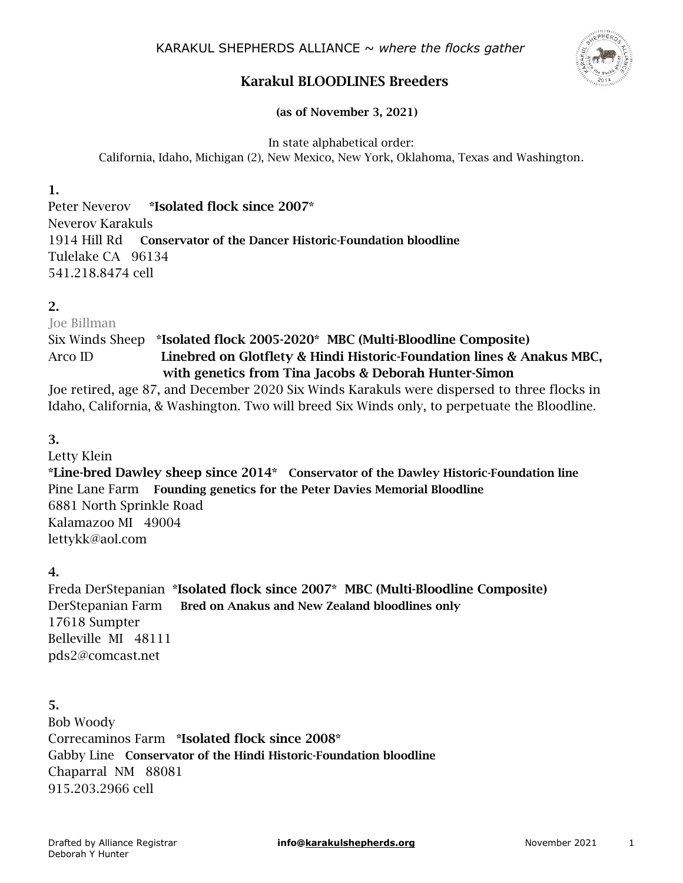KARAKUL SHEPHERDS ALLIANCE ~ *where the flocks gather*

# Karakul BLOODLINES Breeders

**(as of November 3, 2021)**

In state alphabetical order:
California, Idaho, Michigan (2), New Mexico, New York, Oklahoma, Texas and Washington.

**1.**
Peter Neverov **\*Isolated flock since 2007\***
Neverov Karakuls
1914 Hill Rd **Conservator of the Dancer Historic-Foundation bloodline**
Tulelake CA 96134
541.218.8474 cell

**2.**
Joe Billman
Six Winds Sheep **\*Isolated flock 2005-2020\* MBC (Multi-Bloodline Composite)**
Arco ID **Linebred on Glotflety & Hindi Historic-Foundation lines & Anakus MBC, with genetics from Tina Jacobs & Deborah Hunter-Simon**
Joe retired, age 87, and December 2020 Six Winds Karakuls were dispersed to three flocks in Idaho, California, & Washington. Two will breed Six Winds only, to perpetuate the Bloodline.

**3.**
Letty Klein
**\*Line-bred Dawley sheep since 2014\* Conservator of the Dawley Historic-Foundation line**
Pine Lane Farm **Founding genetics for the Peter Davies Memorial Bloodline**
6881 North Sprinkle Road
Kalamazoo MI 49004
lettykk@aol.com

**4.**
Freda DerStepanian **\*Isolated flock since 2007\* MBC (Multi-Bloodline Composite)**
DerStepanian Farm **Bred on Anakus and New Zealand bloodlines only**
17618 Sumpter
Belleville MI 48111
pds2@comcast.net

**5.**
Bob Woody
Correcaminos Farm **\*Isolated flock since 2008\***
Gabby Line **Conservator of the Hindi Historic-Foundation bloodline**
Chaparral NM 88081
915.203.2966 cell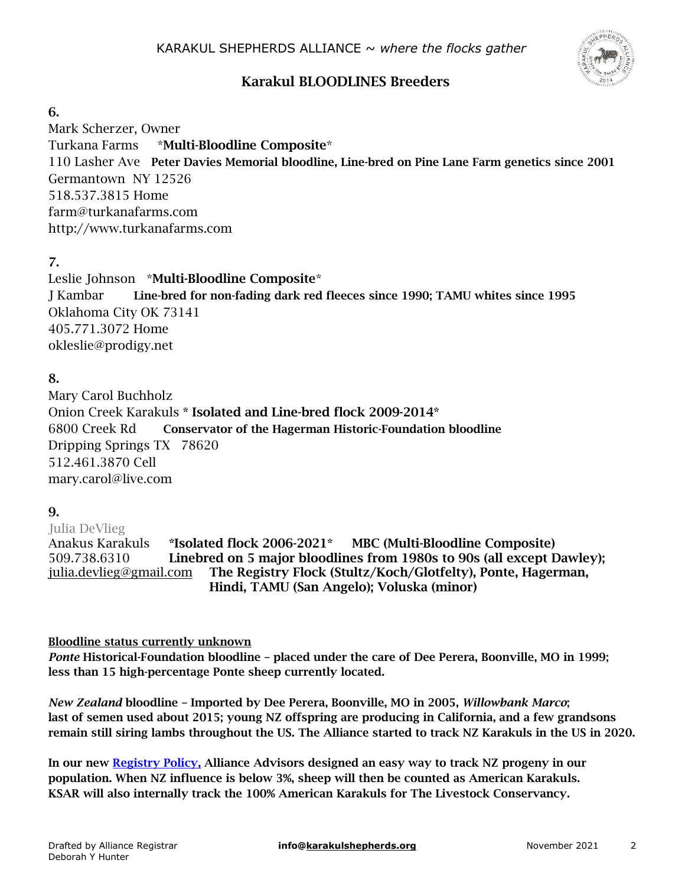KARAKUL SHEPHERDS ALLIANCE ~ *where the flocks gather*

## Karakul BLOODLINES Breeders

**6.**
Mark Scherzer, Owner
Turkana Farms *****Multi-Bloodline Composite*****
110 Lasher Ave **Peter Davies Memorial bloodline, Line-bred on Pine Lane Farm genetics since 2001**
Germantown NY 12526
518.537.3815 Home
farm@turkanafarms.com
http://www.turkanafarms.com

**7.**
Leslie Johnson *****Multi-Bloodline Composite*****
J Kambar **Line-bred for non-fading dark red fleeces since 1990; TAMU whites since 1995**
Oklahoma City OK 73141
405.771.3072 Home
okleslie@prodigy.net

**8.**
Mary Carol Buchholz
Onion Creek Karakuls *** Isolated and Line-bred flock 2009-2014***
6800 Creek Rd **Conservator of the Hagerman Historic-Foundation bloodline**
Dripping Springs TX 78620
512.461.3870 Cell
mary.carol@live.com

**9.**
Julia DeVlieg
Anakus Karakuls ***Isolated flock 2006-2021* MBC (Multi-Bloodline Composite)**
509.738.6310 **Linebred on 5 major bloodlines from 1980s to 90s (all except Dawley);**
julia.devlieg@gmail.com **The Registry Flock (Stultz/Koch/Glotfelty), Ponte, Hagerman, Hindi, TAMU (San Angelo); Voluska (minor)**

**Bloodline status currently unknown**
***Ponte* Historical-Foundation bloodline – placed under the care of Dee Perera, Boonville, MO in 1999; less than 15 high-percentage Ponte sheep currently located.**

***New Zealand* bloodline – Imported by Dee Perera, Boonville, MO in 2005, *Willowbank Marco*; last of semen used about 2015; young NZ offspring are producing in California, and a few grandsons remain still siring lambs throughout the US. The Alliance started to track NZ Karakuls in the US in 2020.**

**In our new Registry Policy, Alliance Advisors designed an easy way to track NZ progeny in our population. When NZ influence is below 3%, sheep will then be counted as American Karakuls. KSAR will also internally track the 100% American Karakuls for The Livestock Conservancy.**

Drafted by Alliance Registrar Deborah Y Hunter **info@karakulshepherds.org** November 2021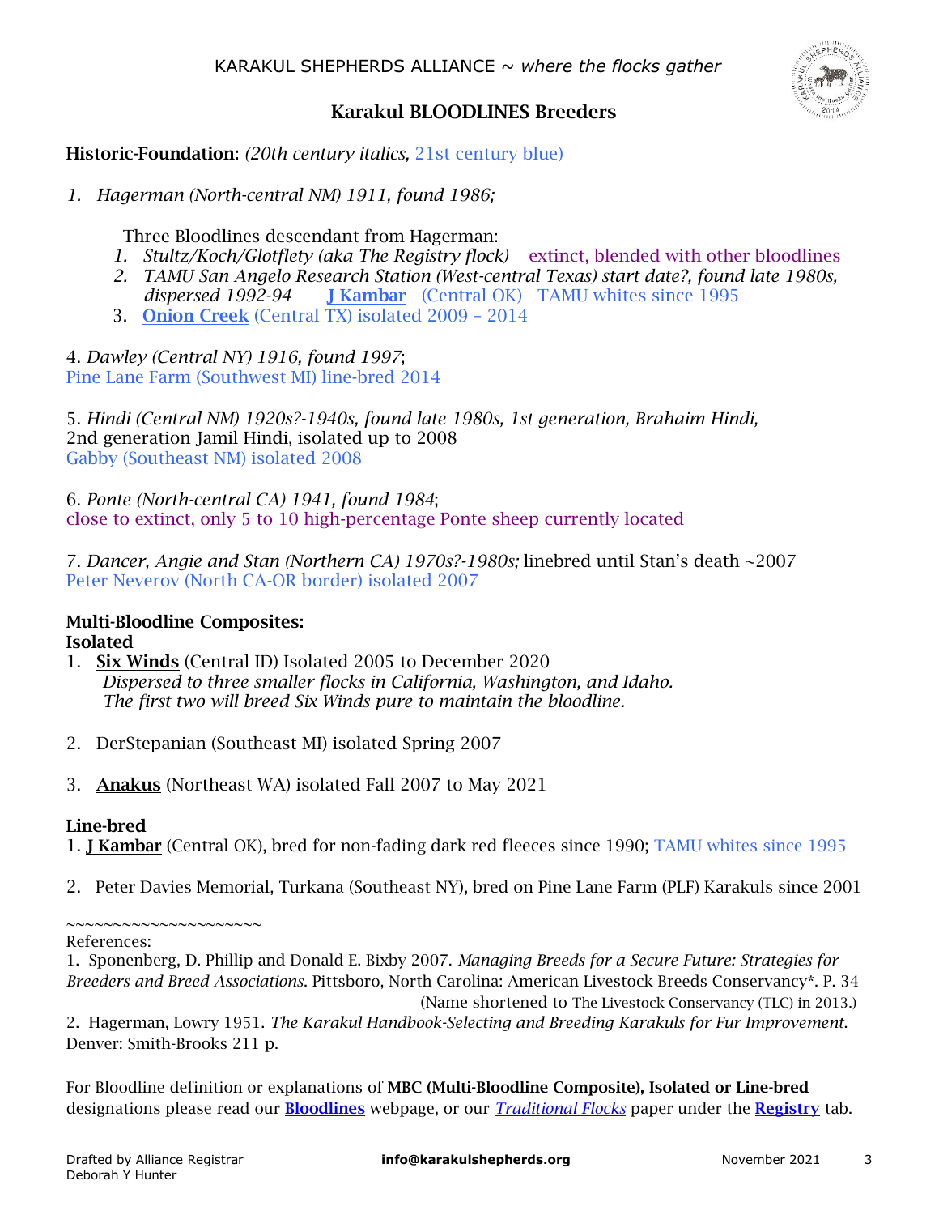# Karakul BLOODLINES Breeders

**Historic-Foundation:** *(20th century italics,* 21st century blue)

1. *Hagerman (North-central NM) 1911, found 1986;*

   Three Bloodlines descendant from Hagerman:
   1. *Stultz/Koch/Glotflety (aka The Registry flock)* extinct, blended with other bloodlines
   2. *TAMU San Angelo Research Station (West-central Texas) start date?, found late 1980s, dispersed 1992-94* **J Kambar** (Central OK) TAMU whites since 1995
   3. **Onion Creek** (Central TX) isolated 2009 – 2014

4. *Dawley (Central NY) 1916, found 1997*;
Pine Lane Farm (Southwest MI) line-bred 2014

5. *Hindi (Central NM) 1920s?-1940s, found late 1980s, 1st generation, Brahaim Hindi,* 2nd generation Jamil Hindi, isolated up to 2008
Gabby (Southeast NM) isolated 2008

6. *Ponte (North-central CA) 1941, found 1984*;
close to extinct, only 5 to 10 high-percentage Ponte sheep currently located

7. *Dancer, Angie and Stan (Northern CA) 1970s?-1980s;* linebred until Stan's death ~2007
Peter Neverov (North CA-OR border) isolated 2007

**Multi-Bloodline Composites:**
**Isolated**

1. **Six Winds** (Central ID) Isolated 2005 to December 2020
   *Dispersed to three smaller flocks in California, Washington, and Idaho. The first two will breed Six Winds pure to maintain the bloodline.*

2. DerStepanian (Southeast MI) isolated Spring 2007

3. **Anakus** (Northeast WA) isolated Fall 2007 to May 2021

**Line-bred**

1. **J Kambar** (Central OK), bred for non-fading dark red fleeces since 1990; TAMU whites since 1995

2. Peter Davies Memorial, Turkana (Southeast NY), bred on Pine Lane Farm (PLF) Karakuls since 2001

~~~~~~~~~~~~~~~~~~~~

References:

1. Sponenberg, D. Phillip and Donald E. Bixby 2007. *Managing Breeds for a Secure Future: Strategies for Breeders and Breed Associations.* Pittsboro, North Carolina: American Livestock Breeds Conservancy*. P. 34
(Name shortened to The Livestock Conservancy (TLC) in 2013.)

2. Hagerman, Lowry 1951. *The Karakul Handbook-Selecting and Breeding Karakuls for Fur Improvement.* Denver: Smith-Brooks 211 p.

For Bloodline definition or explanations of **MBC (Multi-Bloodline Composite), Isolated or Line-bred** designations please read our **Bloodlines** webpage, or our *Traditional Flocks* paper under the **Registry** tab.

Drafted by Alliance Registrar Deborah Y Hunter — **info@karakulshepherds.org** — November 2021